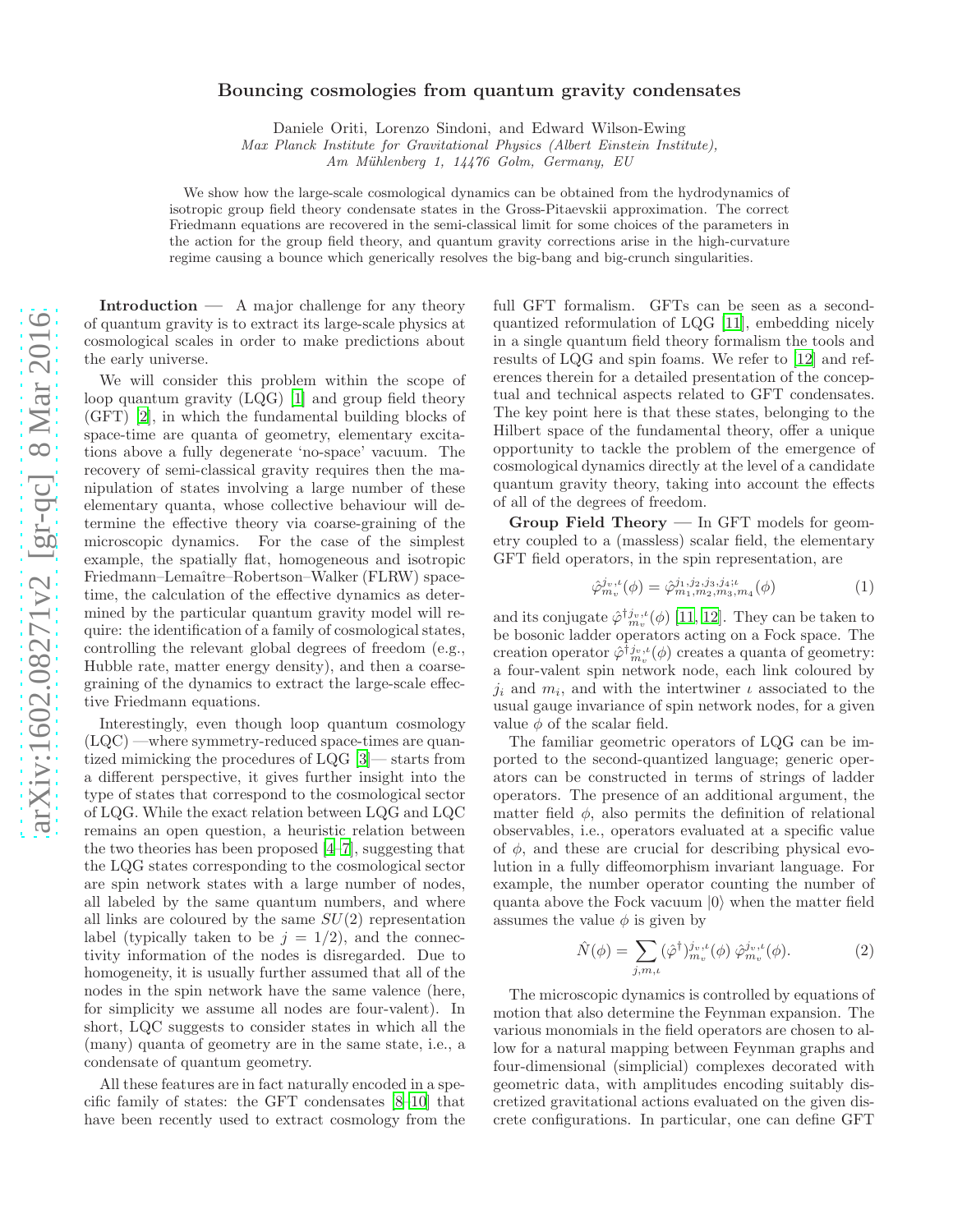# Bouncing cosmologies from quantum gravity condensates

Daniele Oriti, Lorenzo Sindoni, and Edward Wilson-Ewing

*Max Planck Institute for Gravitational Physics (Albert Einstein Institute), Am Mühlenberg 1, 14476 Golm, Germany, EU*

We show how the large-scale cosmological dynamics can be obtained from the hydrodynamics of isotropic group field theory condensate states in the Gross-Pitaevskii approximation. The correct Friedmann equations are recovered in the semi-classical limit for some choices of the parameters in the action for the group field theory, and quantum gravity corrections arise in the high-curvature regime causing a bounce which generically resolves the big-bang and big-crunch singularities.

**Introduction** — A major challenge for any theory of quantum gravity is to extract its large-scale physics at cosmological scales in order to make predictions about the early universe.

We will consider this problem within the scope of loop quantum gravity (LQG) [1] and group field theory (GFT) [2], in which the fundamental building blocks of space-time are quanta of geometry, elementary excitations above a fully degenerate 'no-space' vacuum. The recovery of semi-classical gravity requires then the manipulation of states involving a large number of these elementary quanta, whose collective behaviour will determine the effective theory via coarse-graining of the microscopic dynamics. For the case of the simplest example, the spatially flat, homogeneous and isotropic Friedmann–Lemaître–Robertson–Walker (FLRW) spacetime, the calculation of the effective dynamics as determined by the particular quantum gravity model will require: the identification of a family of cosmological states, controlling the relevant global degrees of freedom (e.g., Hubble rate, matter energy density), and then a coarse-graining of the dynamics to extract the large-scale effective Friedmann equations.

Interestingly, even though loop quantum cosmology (LQC) —where symmetry-reduced space-times are quantized mimicking the procedures of LQG [3]— starts from a different perspective, it gives further insight into the type of states that correspond to the cosmological sector of LQG. While the exact relation between LQG and LQC remains an open question, a heuristic relation between the two theories has been proposed [4–7], suggesting that the LQG states corresponding to the cosmological sector are spin network states with a large number of nodes, all labeled by the same quantum numbers, and where all links are coloured by the same $SU(2)$ representation label (typically taken to be $j = 1/2$), and the connectivity information of the nodes is disregarded. Due to homogeneity, it is usually further assumed that all of the nodes in the spin network have the same valence (here, for simplicity we assume all nodes are four-valent). In short, LQC suggests to consider states in which all the (many) quanta of geometry are in the same state, i.e., a condensate of quantum geometry.

All these features are in fact naturally encoded in a specific family of states: the GFT condensates [8–10] that have been recently used to extract cosmology from the full GFT formalism. GFTs can be seen as a second-quantized reformulation of LQG [11], embedding nicely in a single quantum field theory formalism the tools and results of LQG and spin foams. We refer to [12] and references therein for a detailed presentation of the conceptual and technical aspects related to GFT condensates. The key point here is that these states, belonging to the Hilbert space of the fundamental theory, offer a unique opportunity to tackle the problem of the emergence of cosmological dynamics directly at the level of a candidate quantum gravity theory, taking into account the effects of all of the degrees of freedom.

**Group Field Theory** — In GFT models for geometry coupled to a (massless) scalar field, the elementary GFT field operators, in the spin representation, are

$$\hat{\varphi}^{j_v,\iota}_{m_v}(\phi) = \hat{\varphi}^{j_1,j_2,j_3,j_4;\iota}_{m_1,m_2,m_3,m_4}(\phi) \tag{1}$$

and its conjugate $\hat{\varphi}^{\dagger}{}^{j_v,\iota}_{m_v}(\phi)$ [11, 12]. They can be taken to be bosonic ladder operators acting on a Fock space. The creation operator $\hat{\varphi}^{\dagger}{}^{j_v,\iota}_{m_v}(\phi)$ creates a quanta of geometry: a four-valent spin network node, each link coloured by $j_i$ and $m_i$, and with the intertwiner $\iota$ associated to the usual gauge invariance of spin network nodes, for a given value $\phi$ of the scalar field.

The familiar geometric operators of LQG can be imported to the second-quantized language; generic operators can be constructed in terms of strings of ladder operators. The presence of an additional argument, the matter field $\phi$, also permits the definition of relational observables, i.e., operators evaluated at a specific value of $\phi$, and these are crucial for describing physical evolution in a fully diffeomorphism invariant language. For example, the number operator counting the number of quanta above the Fock vacuum $|0\rangle$ when the matter field assumes the value $\phi$ is given by

$$\hat{N}(\phi) = \sum_{j,m,\iota} (\hat{\varphi}^{\dagger})^{j_v,\iota}_{m_v}(\phi)\, \hat{\varphi}^{j_v,\iota}_{m_v}(\phi). \tag{2}$$

The microscopic dynamics is controlled by equations of motion that also determine the Feynman expansion. The various monomials in the field operators are chosen to allow for a natural mapping between Feynman graphs and four-dimensional (simplicial) complexes decorated with geometric data, with amplitudes encoding suitably discretized gravitational actions evaluated on the given discrete configurations. In particular, one can define GFT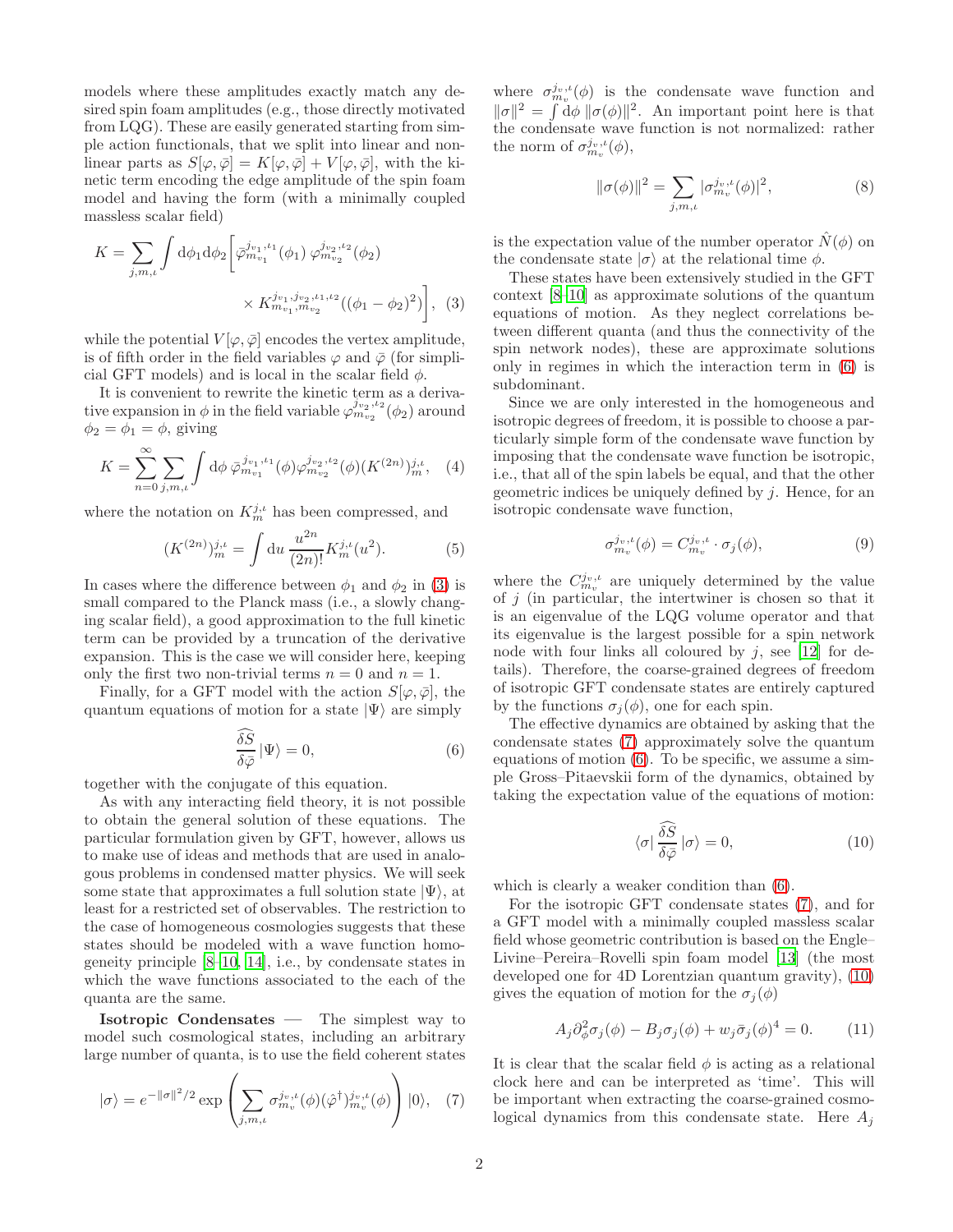models where these amplitudes exactly match any desired spin foam amplitudes (e.g., those directly motivated from LQG). These are easily generated starting from simple action functionals, that we split into linear and nonlinear parts as $S[\varphi, \bar{\varphi}] = K[\varphi, \bar{\varphi}] + V[\varphi, \bar{\varphi}]$, with the kinetic term encoding the edge amplitude of the spin foam model and having the form (with a minimally coupled massless scalar field)

$$K = \sum_{j,m,\iota} \int \mathrm{d}\phi_1 \mathrm{d}\phi_2 \bigg[ \bar{\varphi}^{j_{v_1},\iota_1}_{m_{v_1}}(\phi_1)\, \varphi^{j_{v_2},\iota_2}_{m_{v_2}}(\phi_2) \times K^{j_{v_1},j_{v_2},\iota_1,\iota_2}_{m_{v_1},m_{v_2}}((\phi_1 - \phi_2)^2) \bigg], \quad (3)$$

while the potential $V[\varphi, \bar{\varphi}]$ encodes the vertex amplitude, is of fifth order in the field variables $\varphi$ and $\bar{\varphi}$ (for simplicial GFT models) and is local in the scalar field $\phi$.

It is convenient to rewrite the kinetic term as a derivative expansion in $\phi$ in the field variable $\varphi^{j_{v_2},\iota_2}_{m_{v_2}}(\phi_2)$ around $\phi_2 = \phi_1 = \phi$, giving

$$K = \sum_{n=0}^{\infty} \sum_{j,m,\iota} \int \mathrm{d}\phi \; \bar{\varphi}^{j_{v_1},\iota_1}_{m_{v_1}}(\phi) \varphi^{j_{v_2},\iota_2}_{m_{v_2}}(\phi) (K^{(2n)})^{j,\iota}_{m}, \quad (4)$$

where the notation on $K^{j,\iota}_{m}$ has been compressed, and

$$(K^{(2n)})^{j,\iota}_{m} = \int \mathrm{d}u \; \frac{u^{2n}}{(2n)!} K^{j,\iota}_{m}(u^2). \quad (5)$$

In cases where the difference between $\phi_1$ and $\phi_2$ in (3) is small compared to the Planck mass (i.e., a slowly changing scalar field), a good approximation to the full kinetic term can be provided by a truncation of the derivative expansion. This is the case we will consider here, keeping only the first two non-trivial terms $n = 0$ and $n = 1$.

Finally, for a GFT model with the action $S[\varphi, \bar{\varphi}]$, the quantum equations of motion for a state $|\Psi\rangle$ are simply

$$\widehat{\frac{\delta S}{\delta \bar{\varphi}}} |\Psi\rangle = 0, \quad (6)$$

together with the conjugate of this equation.

As with any interacting field theory, it is not possible to obtain the general solution of these equations. The particular formulation given by GFT, however, allows us to make use of ideas and methods that are used in analogous problems in condensed matter physics. We will seek some state that approximates a full solution state $|\Psi\rangle$, at least for a restricted set of observables. The restriction to the case of homogeneous cosmologies suggests that these states should be modeled with a wave function homogeneity principle [8–10, 14], i.e., by condensate states in which the wave functions associated to the each of the quanta are the same.

**Isotropic Condensates** — The simplest way to model such cosmological states, including an arbitrary large number of quanta, is to use the field coherent states

$$|\sigma\rangle = e^{-\|\sigma\|^2/2} \exp\left( \sum_{j,m,\iota} \sigma^{j_v,\iota}_{m_v}(\phi) (\hat{\varphi}^\dagger)^{j_v,\iota}_{m_v}(\phi) \right) |0\rangle, \quad (7)$$

where $\sigma^{j_v,\iota}_{m_v}(\phi)$ is the condensate wave function and $\|\sigma\|^2 = \int \mathrm{d}\phi \, \|\sigma(\phi)\|^2$. An important point here is that the condensate wave function is not normalized: rather the norm of $\sigma^{j_v,\iota}_{m_v}(\phi)$,

$$\|\sigma(\phi)\|^2 = \sum_{j,m,\iota} |\sigma^{j_v,\iota}_{m_v}(\phi)|^2, \quad (8)$$

is the expectation value of the number operator $\hat{N}(\phi)$ on the condensate state $|\sigma\rangle$ at the relational time $\phi$.

These states have been extensively studied in the GFT context [8–10] as approximate solutions of the quantum equations of motion. As they neglect correlations between different quanta (and thus the connectivity of the spin network nodes), these are approximate solutions only in regimes in which the interaction term in (6) is subdominant.

Since we are only interested in the homogeneous and isotropic degrees of freedom, it is possible to choose a particularly simple form of the condensate wave function by imposing that the condensate wave function be isotropic, i.e., that all of the spin labels be equal, and that the other geometric indices be uniquely defined by $j$. Hence, for an isotropic condensate wave function,

$$\sigma^{j_v,\iota}_{m_v}(\phi) = C^{j_v,\iota}_{m_v} \cdot \sigma_j(\phi), \quad (9)$$

where the $C^{j_v,\iota}_{m_v}$ are uniquely determined by the value of $j$ (in particular, the intertwiner is chosen so that it is an eigenvalue of the LQG volume operator and that its eigenvalue is the largest possible for a spin network node with four links all coloured by $j$, see [12] for details). Therefore, the coarse-grained degrees of freedom of isotropic GFT condensate states are entirely captured by the functions $\sigma_j(\phi)$, one for each spin.

The effective dynamics are obtained by asking that the condensate states (7) approximately solve the quantum equations of motion (6). To be specific, we assume a simple Gross–Pitaevskii form of the dynamics, obtained by taking the expectation value of the equations of motion:

$$\langle\sigma| \widehat{\frac{\delta S}{\delta \bar{\varphi}}} |\sigma\rangle = 0, \quad (10)$$

which is clearly a weaker condition than (6).

For the isotropic GFT condensate states (7), and for a GFT model with a minimally coupled massless scalar field whose geometric contribution is based on the Engle–Livine–Pereira–Rovelli spin foam model [13] (the most developed one for 4D Lorentzian quantum gravity), (10) gives the equation of motion for the $\sigma_j(\phi)$

$$A_j \partial^2_\phi \sigma_j(\phi) - B_j \sigma_j(\phi) + w_j \bar{\sigma}_j(\phi)^4 = 0. \quad (11)$$

It is clear that the scalar field $\phi$ is acting as a relational clock here and can be interpreted as 'time'. This will be important when extracting the coarse-grained cosmological dynamics from this condensate state. Here $A_j$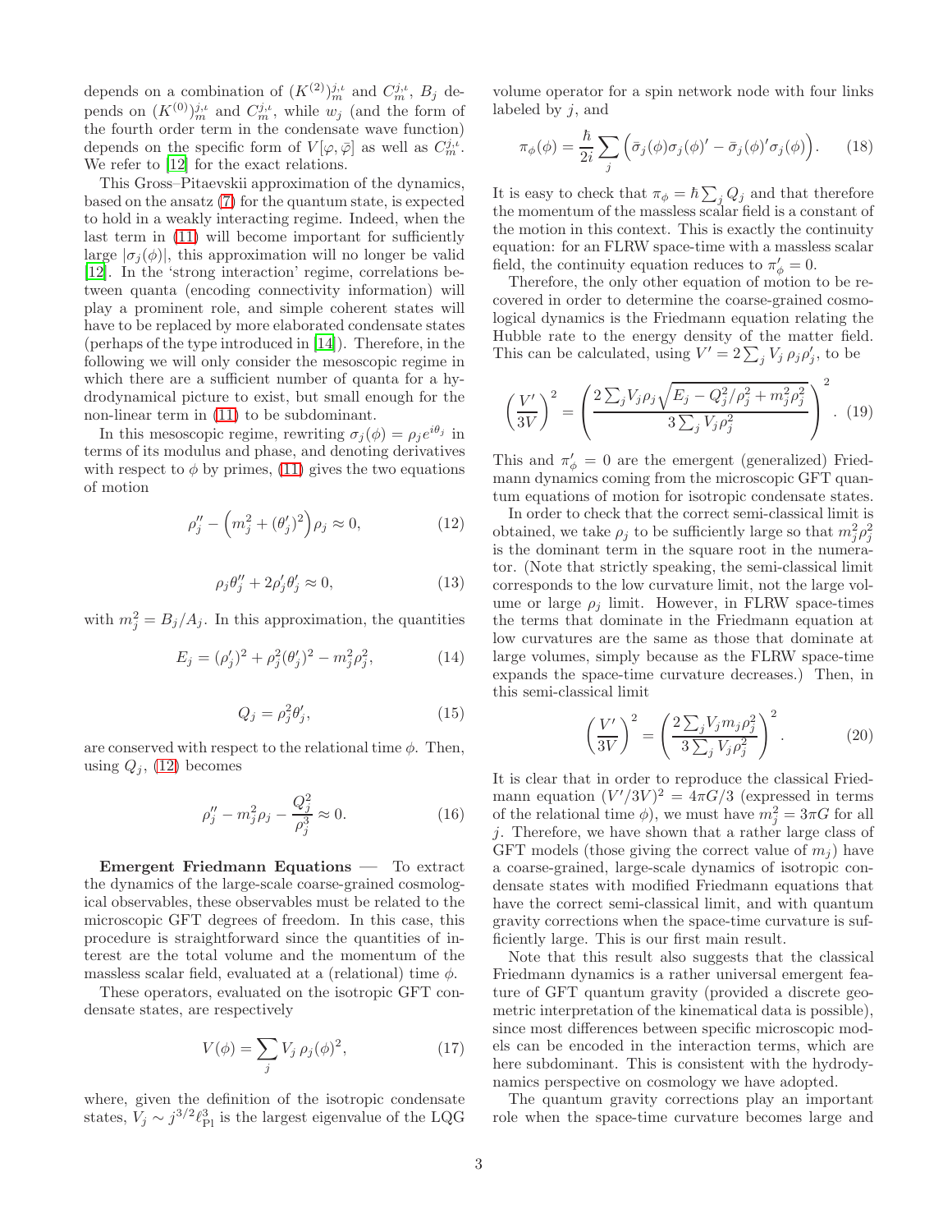depends on a combination of $(K^{(2)})^{j,\iota}_m$ and $C^{j,\iota}_m$, $B_j$ depends on $(K^{(0)})^{j,\iota}_m$ and $C^{j,\iota}_m$, while $w_j$ (and the form of the fourth order term in the condensate wave function) depends on the specific form of $V[\varphi, \bar{\varphi}]$ as well as $C^{j,\iota}_m$. We refer to [12] for the exact relations.

This Gross–Pitaevskii approximation of the dynamics, based on the ansatz (7) for the quantum state, is expected to hold in a weakly interacting regime. Indeed, when the last term in (11) will become important for sufficiently large $|\sigma_j(\phi)|$, this approximation will no longer be valid [12]. In the 'strong interaction' regime, correlations between quanta (encoding connectivity information) will play a prominent role, and simple coherent states will have to be replaced by more elaborated condensate states (perhaps of the type introduced in [14]). Therefore, in the following we will only consider the mesoscopic regime in which there are a sufficient number of quanta for a hydrodynamical picture to exist, but small enough for the non-linear term in (11) to be subdominant.

In this mesoscopic regime, rewriting $\sigma_j(\phi) = \rho_j e^{i\theta_j}$ in terms of its modulus and phase, and denoting derivatives with respect to $\phi$ by primes, (11) gives the two equations of motion

$$\rho_j'' - \Big(m_j^2 + (\theta_j')^2\Big)\rho_j \approx 0, \tag{12}$$

$$\rho_j \theta_j'' + 2\rho_j'\theta_j' \approx 0, \tag{13}$$

with $m_j^2 = B_j/A_j$. In this approximation, the quantities

$$E_j = (\rho_j')^2 + \rho_j^2(\theta_j')^2 - m_j^2\rho_j^2, \tag{14}$$

$$Q_j = \rho_j^2\theta_j', \tag{15}$$

are conserved with respect to the relational time $\phi$. Then, using $Q_j$, (12) becomes

$$\rho_j'' - m_j^2\rho_j - \frac{Q_j^2}{\rho_j^3} \approx 0. \tag{16}$$

**Emergent Friedmann Equations** — To extract the dynamics of the large-scale coarse-grained cosmological observables, these observables must be related to the microscopic GFT degrees of freedom. In this case, this procedure is straightforward since the quantities of interest are the total volume and the momentum of the massless scalar field, evaluated at a (relational) time $\phi$.

These operators, evaluated on the isotropic GFT condensate states, are respectively

$$V(\phi) = \sum_j V_j\, \rho_j(\phi)^2, \tag{17}$$

where, given the definition of the isotropic condensate states, $V_j \sim j^{3/2}\ell_{\rm Pl}^3$ is the largest eigenvalue of the LQG volume operator for a spin network node with four links labeled by $j$, and

$$\pi_\phi(\phi) = \frac{\hbar}{2i}\sum_j \Big(\bar{\sigma}_j(\phi)\sigma_j(\phi)' - \bar{\sigma}_j(\phi)'\sigma_j(\phi)\Big). \tag{18}$$

It is easy to check that $\pi_\phi = \hbar\sum_j Q_j$ and that therefore the momentum of the massless scalar field is a constant of the motion in this context. This is exactly the continuity equation: for an FLRW space-time with a massless scalar field, the continuity equation reduces to $\pi_\phi' = 0$.

Therefore, the only other equation of motion to be recovered in order to determine the coarse-grained cosmological dynamics is the Friedmann equation relating the Hubble rate to the energy density of the matter field. This can be calculated, using $V' = 2\sum_j V_j\, \rho_j\rho_j'$, to be

$$\left(\frac{V'}{3V}\right)^2 = \left(\frac{2\sum_j V_j\rho_j\sqrt{E_j - Q_j^2/\rho_j^2 + m_j^2\rho_j^2}}{3\sum_j V_j\rho_j^2}\right)^2. \tag{19}$$

This and $\pi_\phi' = 0$ are the emergent (generalized) Friedmann dynamics coming from the microscopic GFT quantum equations of motion for isotropic condensate states.

In order to check that the correct semi-classical limit is obtained, we take $\rho_j$ to be sufficiently large so that $m_j^2\rho_j^2$ is the dominant term in the square root in the numerator. (Note that strictly speaking, the semi-classical limit corresponds to the low curvature limit, not the large volume or large $\rho_j$ limit. However, in FLRW space-times the terms that dominate in the Friedmann equation at low curvatures are the same as those that dominate at large volumes, simply because as the FLRW space-time expands the space-time curvature decreases.) Then, in this semi-classical limit

$$\left(\frac{V'}{3V}\right)^2 = \left(\frac{2\sum_j V_j m_j\rho_j^2}{3\sum_j V_j\rho_j^2}\right)^2. \tag{20}$$

It is clear that in order to reproduce the classical Friedmann equation $(V'/3V)^2 = 4\pi G/3$ (expressed in terms of the relational time $\phi$), we must have $m_j^2 = 3\pi G$ for all $j$. Therefore, we have shown that a rather large class of GFT models (those giving the correct value of $m_j$) have a coarse-grained, large-scale dynamics of isotropic condensate states with modified Friedmann equations that have the correct semi-classical limit, and with quantum gravity corrections when the space-time curvature is sufficiently large. This is our first main result.

Note that this result also suggests that the classical Friedmann dynamics is a rather universal emergent feature of GFT quantum gravity (provided a discrete geometric interpretation of the kinematical data is possible), since most differences between specific microscopic models can be encoded in the interaction terms, which are here subdominant. This is consistent with the hydrodynamics perspective on cosmology we have adopted.

The quantum gravity corrections play an important role when the space-time curvature becomes large and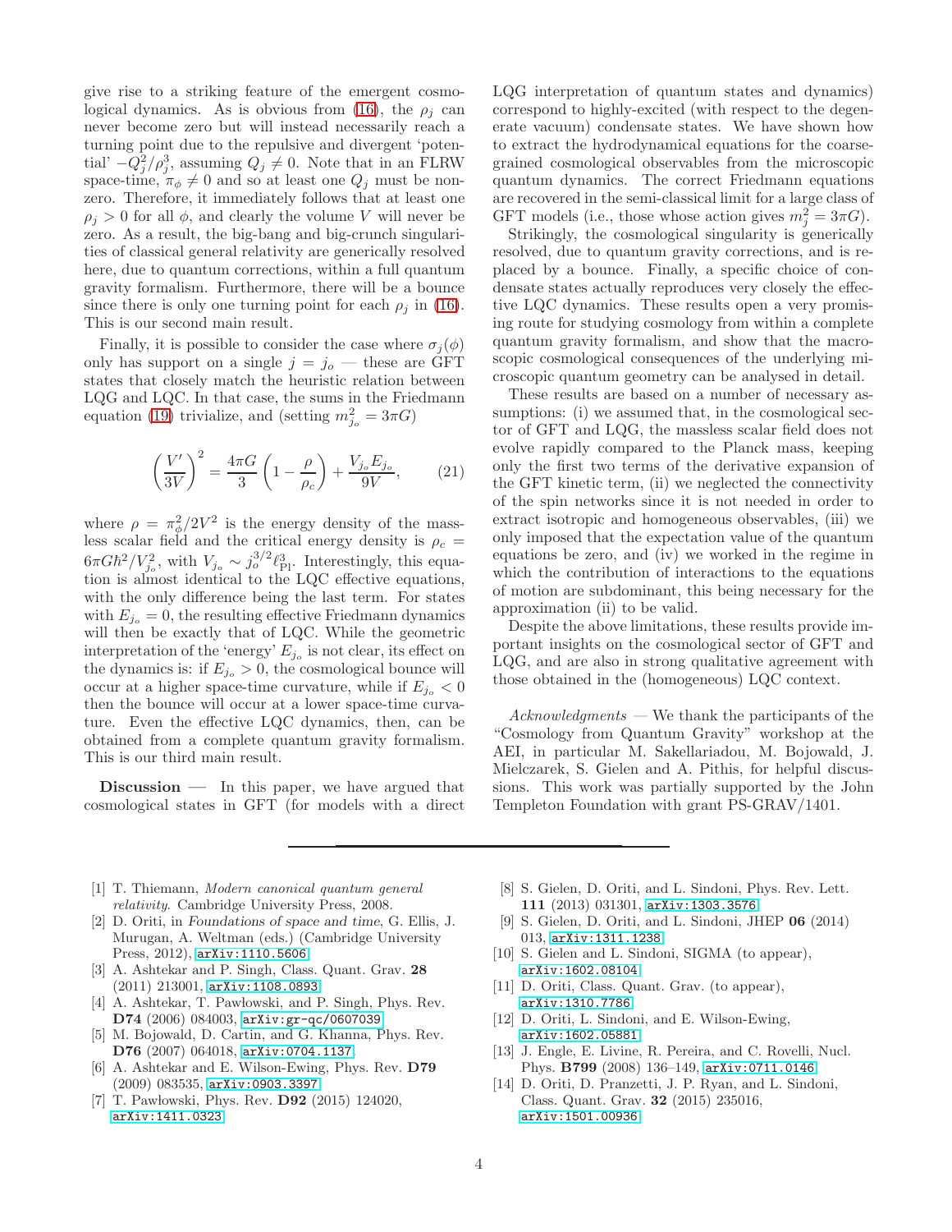give rise to a striking feature of the emergent cosmological dynamics. As is obvious from (16), the $\rho_j$ can never become zero but will instead necessarily reach a turning point due to the repulsive and divergent 'potential' $-Q_j^2/\rho_j^3$, assuming $Q_j \neq 0$. Note that in an FLRW space-time, $\pi_\phi \neq 0$ and so at least one $Q_j$ must be non-zero. Therefore, it immediately follows that at least one $\rho_j > 0$ for all $\phi$, and clearly the volume $V$ will never be zero. As a result, the big-bang and big-crunch singularities of classical general relativity are generically resolved here, due to quantum corrections, within a full quantum gravity formalism. Furthermore, there will be a bounce since there is only one turning point for each $\rho_j$ in (16). This is our second main result.

Finally, it is possible to consider the case where $\sigma_j(\phi)$ only has support on a single $j = j_o$ — these are GFT states that closely match the heuristic relation between LQG and LQC. In that case, the sums in the Friedmann equation (19) trivialize, and (setting $m_{j_o}^2 = 3\pi G$)

$$\left(\frac{V'}{3V}\right)^2 = \frac{4\pi G}{3}\left(1 - \frac{\rho}{\rho_c}\right) + \frac{V_{j_o} E_{j_o}}{9V}, \tag{21}$$

where $\rho = \pi_\phi^2/2V^2$ is the energy density of the massless scalar field and the critical energy density is $\rho_c = 6\pi G\hbar^2/V_{j_o}^2$, with $V_{j_o} \sim j_o^{3/2}\ell_{\rm Pl}^3$. Interestingly, this equation is almost identical to the LQC effective equations, with the only difference being the last term. For states with $E_{j_o} = 0$, the resulting effective Friedmann dynamics will then be exactly that of LQC. While the geometric interpretation of the 'energy' $E_{j_o}$ is not clear, its effect on the dynamics is: if $E_{j_o} > 0$, the cosmological bounce will occur at a higher space-time curvature, while if $E_{j_o} < 0$ then the bounce will occur at a lower space-time curvature. Even the effective LQC dynamics, then, can be obtained from a complete quantum gravity formalism. This is our third main result.

**Discussion** — In this paper, we have argued that cosmological states in GFT (for models with a direct LQG interpretation of quantum states and dynamics) correspond to highly-excited (with respect to the degenerate vacuum) condensate states. We have shown how to extract the hydrodynamical equations for the coarse-grained cosmological observables from the microscopic quantum dynamics. The correct Friedmann equations are recovered in the semi-classical limit for a large class of GFT models (i.e., those whose action gives $m_j^2 = 3\pi G$).

Strikingly, the cosmological singularity is generically resolved, due to quantum gravity corrections, and is replaced by a bounce. Finally, a specific choice of condensate states actually reproduces very closely the effective LQC dynamics. These results open a very promising route for studying cosmology from within a complete quantum gravity formalism, and show that the macroscopic cosmological consequences of the underlying microscopic quantum geometry can be analysed in detail.

These results are based on a number of necessary assumptions: (i) we assumed that, in the cosmological sector of GFT and LQG, the massless scalar field does not evolve rapidly compared to the Planck mass, keeping only the first two terms of the derivative expansion of the GFT kinetic term, (ii) we neglected the connectivity of the spin networks since it is not needed in order to extract isotropic and homogeneous observables, (iii) we only imposed that the expectation value of the quantum equations be zero, and (iv) we worked in the regime in which the contribution of interactions to the equations of motion are subdominant, this being necessary for the approximation (ii) to be valid.

Despite the above limitations, these results provide important insights on the cosmological sector of GFT and LQG, and are also in strong qualitative agreement with those obtained in the (homogeneous) LQC context.

*Acknowledgments* — We thank the participants of the "Cosmology from Quantum Gravity" workshop at the AEI, in particular M. Sakellariadou, M. Bojowald, J. Mielczarek, S. Gielen and A. Pithis, for helpful discussions. This work was partially supported by the John Templeton Foundation with grant PS-GRAV/1401.

---

[1] T. Thiemann, *Modern canonical quantum general relativity*. Cambridge University Press, 2008.

[2] D. Oriti, in *Foundations of space and time*, G. Ellis, J. Murugan, A. Weltman (eds.) (Cambridge University Press, 2012), arXiv:1110.5606.

[3] A. Ashtekar and P. Singh, Class. Quant. Grav. **28** (2011) 213001, arXiv:1108.0893.

[4] A. Ashtekar, T. Pawłowski, and P. Singh, Phys. Rev. **D74** (2006) 084003, arXiv:gr-qc/0607039.

[5] M. Bojowald, D. Cartin, and G. Khanna, Phys. Rev. **D76** (2007) 064018, arXiv:0704.1137.

[6] A. Ashtekar and E. Wilson-Ewing, Phys. Rev. **D79** (2009) 083535, arXiv:0903.3397.

[7] T. Pawłowski, Phys. Rev. **D92** (2015) 124020, arXiv:1411.0323.

[8] S. Gielen, D. Oriti, and L. Sindoni, Phys. Rev. Lett. **111** (2013) 031301, arXiv:1303.3576.

[9] S. Gielen, D. Oriti, and L. Sindoni, JHEP **06** (2014) 013, arXiv:1311.1238.

[10] S. Gielen and L. Sindoni, SIGMA (to appear), arXiv:1602.08104.

[11] D. Oriti, Class. Quant. Grav. (to appear), arXiv:1310.7786.

[12] D. Oriti, L. Sindoni, and E. Wilson-Ewing, arXiv:1602.05881.

[13] J. Engle, E. Livine, R. Pereira, and C. Rovelli, Nucl. Phys. **B799** (2008) 136–149, arXiv:0711.0146.

[14] D. Oriti, D. Pranzetti, J. P. Ryan, and L. Sindoni, Class. Quant. Grav. **32** (2015) 235016, arXiv:1501.00936.